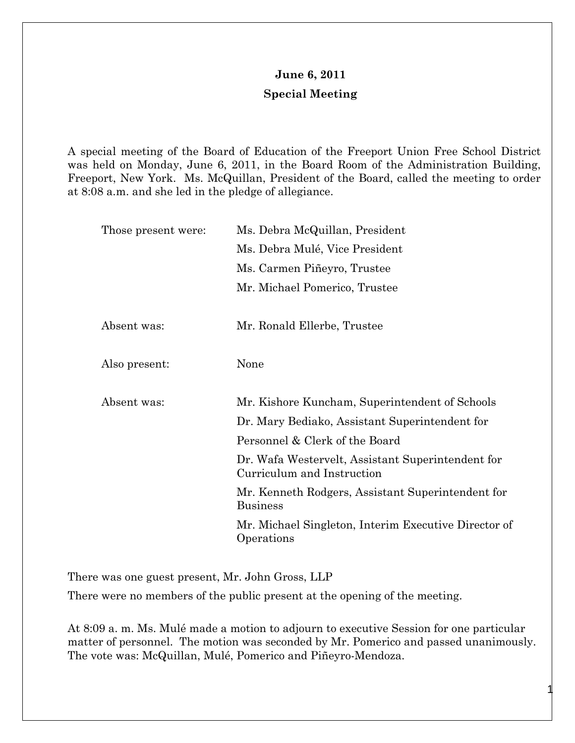**June 6, 2011**

**Special Meeting**

A special meeting of the Board of Education of the Freeport Union Free School District was held on Monday, June 6, 2011, in the Board Room of the Administration Building, Freeport, New York. Ms. McQuillan, President of the Board, called the meeting to order at 8:08 a.m. and she led in the pledge of allegiance.

| | |
|---|---|
| Those present were: | Ms. Debra McQuillan, President |
| | Ms. Debra Mulé, Vice President |
| | Ms. Carmen Piñeyro, Trustee |
| | Mr. Michael Pomerico, Trustee |
| Absent was: | Mr. Ronald Ellerbe, Trustee |
| Also present: | None |
| Absent was: | Mr. Kishore Kuncham, Superintendent of Schools |
| | Dr. Mary Bediako, Assistant Superintendent for Personnel & Clerk of the Board |
| | Dr. Wafa Westervelt, Assistant Superintendent for Curriculum and Instruction |
| | Mr. Kenneth Rodgers, Assistant Superintendent for Business |
| | Mr. Michael Singleton, Interim Executive Director of Operations |

There was one guest present, Mr. John Gross, LLP

There were no members of the public present at the opening of the meeting.

At 8:09 a. m. Ms. Mulé made a motion to adjourn to executive Session for one particular matter of personnel. The motion was seconded by Mr. Pomerico and passed unanimously. The vote was: McQuillan, Mulé, Pomerico and Piñeyro-Mendoza.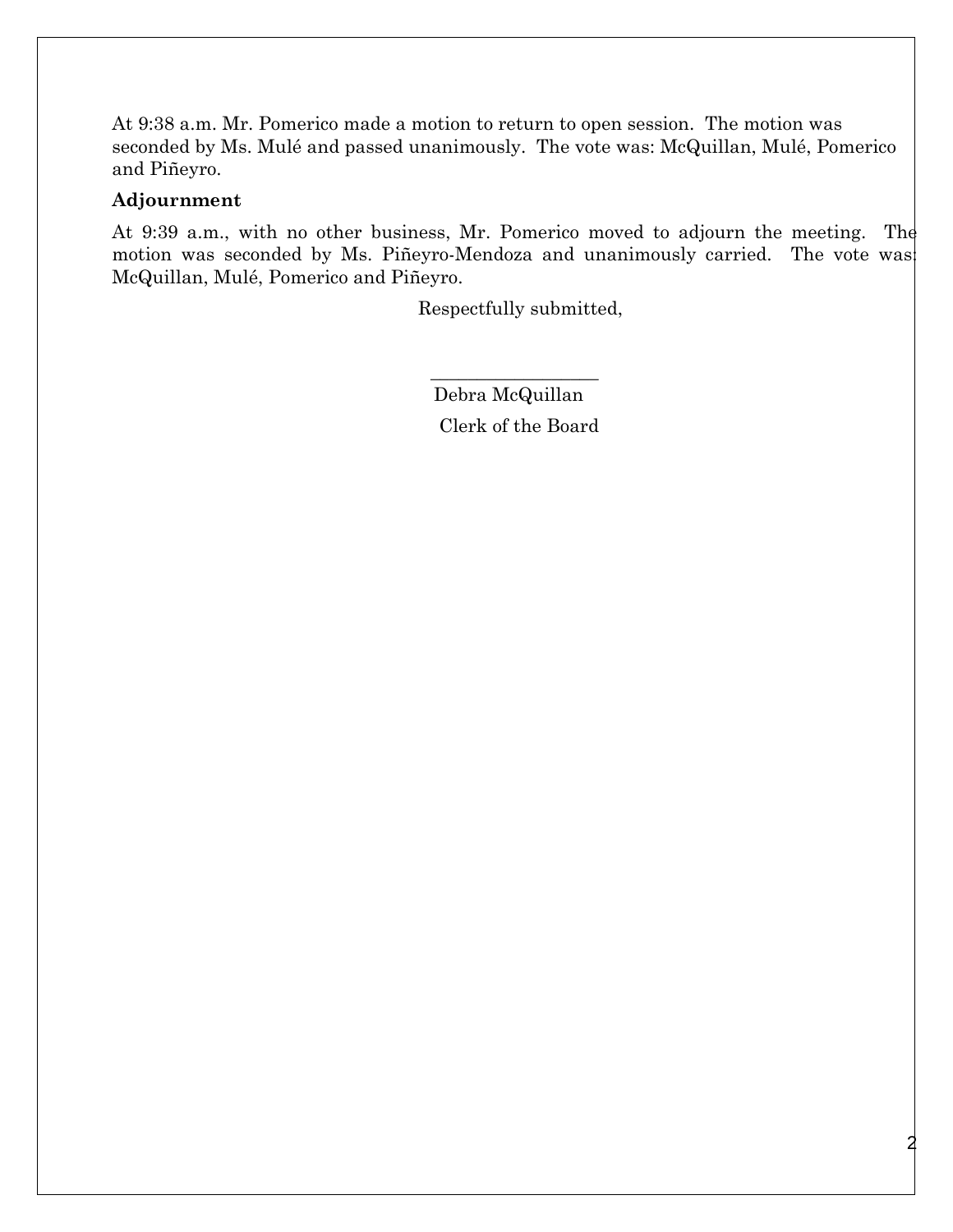At 9:38 a.m. Mr. Pomerico made a motion to return to open session. The motion was seconded by Ms. Mulé and passed unanimously. The vote was: McQuillan, Mulé, Pomerico and Piñeyro.

**Adjournment**

At 9:39 a.m., with no other business, Mr. Pomerico moved to adjourn the meeting. The motion was seconded by Ms. Piñeyro-Mendoza and unanimously carried. The vote was: McQuillan, Mulé, Pomerico and Piñeyro.

Respectfully submitted,

\_\_\_\_\_\_\_\_\_\_\_\_\_\_\_\_\_\_

Debra McQuillan

Clerk of the Board